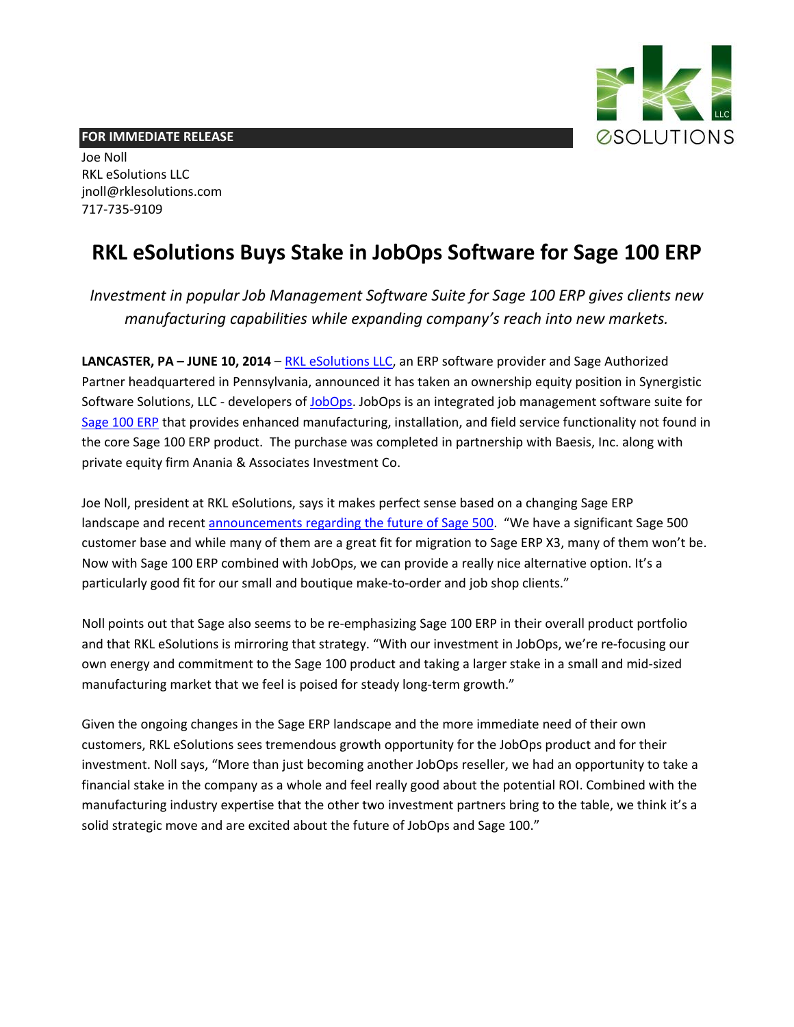**FOR IMMEDIATE RELEASE**

Joe Noll
RKL eSolutions LLC
jnoll@rklesolutions.com
717-735-9109

# RKL eSolutions Buys Stake in JobOps Software for Sage 100 ERP

*Investment in popular Job Management Software Suite for Sage 100 ERP gives clients new manufacturing capabilities while expanding company's reach into new markets.*

**LANCASTER, PA – JUNE 10, 2014** – RKL eSolutions LLC, an ERP software provider and Sage Authorized Partner headquartered in Pennsylvania, announced it has taken an ownership equity position in Synergistic Software Solutions, LLC - developers of JobOps. JobOps is an integrated job management software suite for Sage 100 ERP that provides enhanced manufacturing, installation, and field service functionality not found in the core Sage 100 ERP product. The purchase was completed in partnership with Baesis, Inc. along with private equity firm Anania & Associates Investment Co.

Joe Noll, president at RKL eSolutions, says it makes perfect sense based on a changing Sage ERP landscape and recent announcements regarding the future of Sage 500. "We have a significant Sage 500 customer base and while many of them are a great fit for migration to Sage ERP X3, many of them won't be. Now with Sage 100 ERP combined with JobOps, we can provide a really nice alternative option. It's a particularly good fit for our small and boutique make-to-order and job shop clients."

Noll points out that Sage also seems to be re-emphasizing Sage 100 ERP in their overall product portfolio and that RKL eSolutions is mirroring that strategy. "With our investment in JobOps, we're re-focusing our own energy and commitment to the Sage 100 product and taking a larger stake in a small and mid-sized manufacturing market that we feel is poised for steady long-term growth."

Given the ongoing changes in the Sage ERP landscape and the more immediate need of their own customers, RKL eSolutions sees tremendous growth opportunity for the JobOps product and for their investment. Noll says, "More than just becoming another JobOps reseller, we had an opportunity to take a financial stake in the company as a whole and feel really good about the potential ROI. Combined with the manufacturing industry expertise that the other two investment partners bring to the table, we think it's a solid strategic move and are excited about the future of JobOps and Sage 100."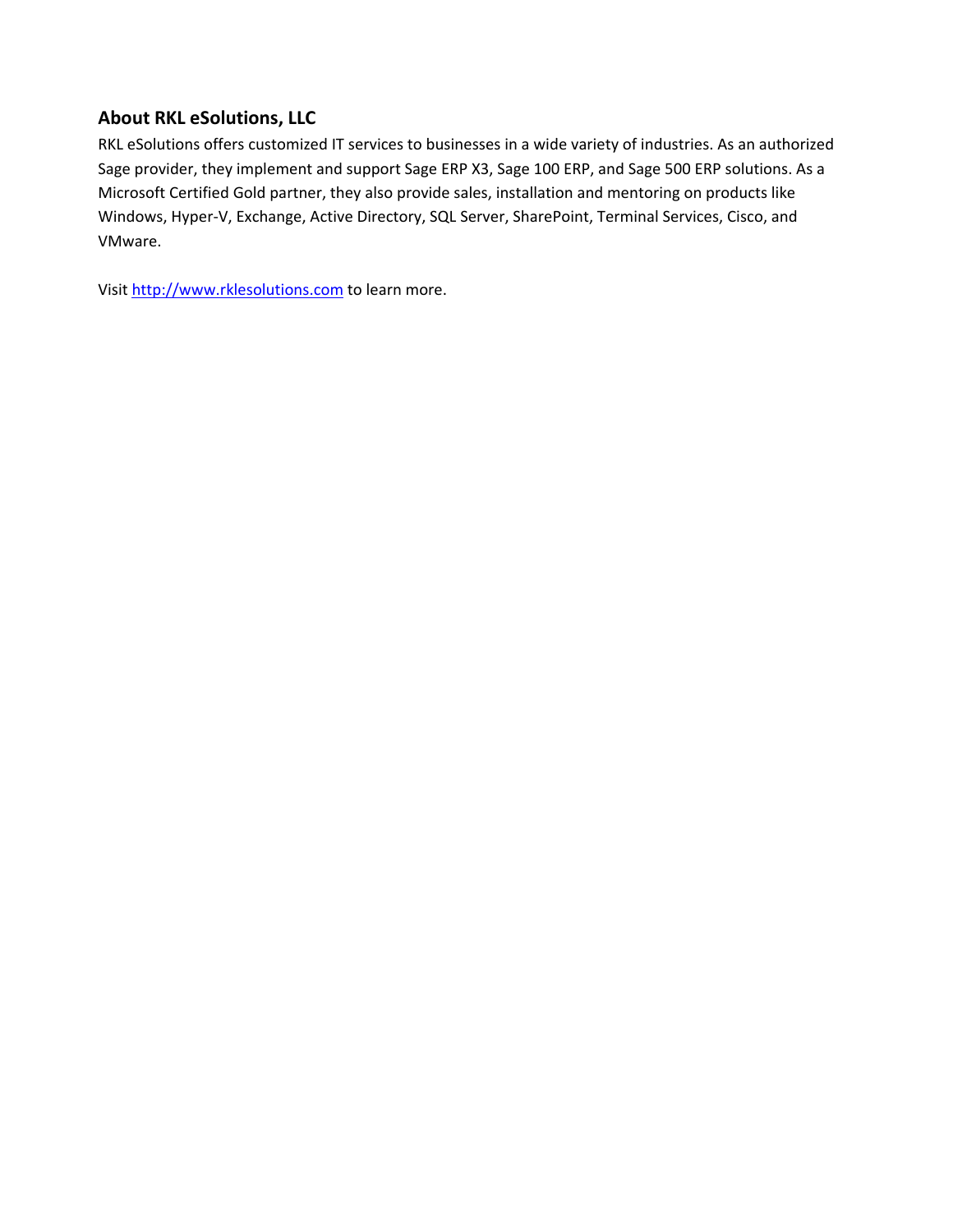## About RKL eSolutions, LLC

RKL eSolutions offers customized IT services to businesses in a wide variety of industries. As an authorized Sage provider, they implement and support Sage ERP X3, Sage 100 ERP, and Sage 500 ERP solutions. As a Microsoft Certified Gold partner, they also provide sales, installation and mentoring on products like Windows, Hyper-V, Exchange, Active Directory, SQL Server, SharePoint, Terminal Services, Cisco, and VMware.

Visit [http://www.rklesolutions.com](http://www.rklesolutions.com) to learn more.